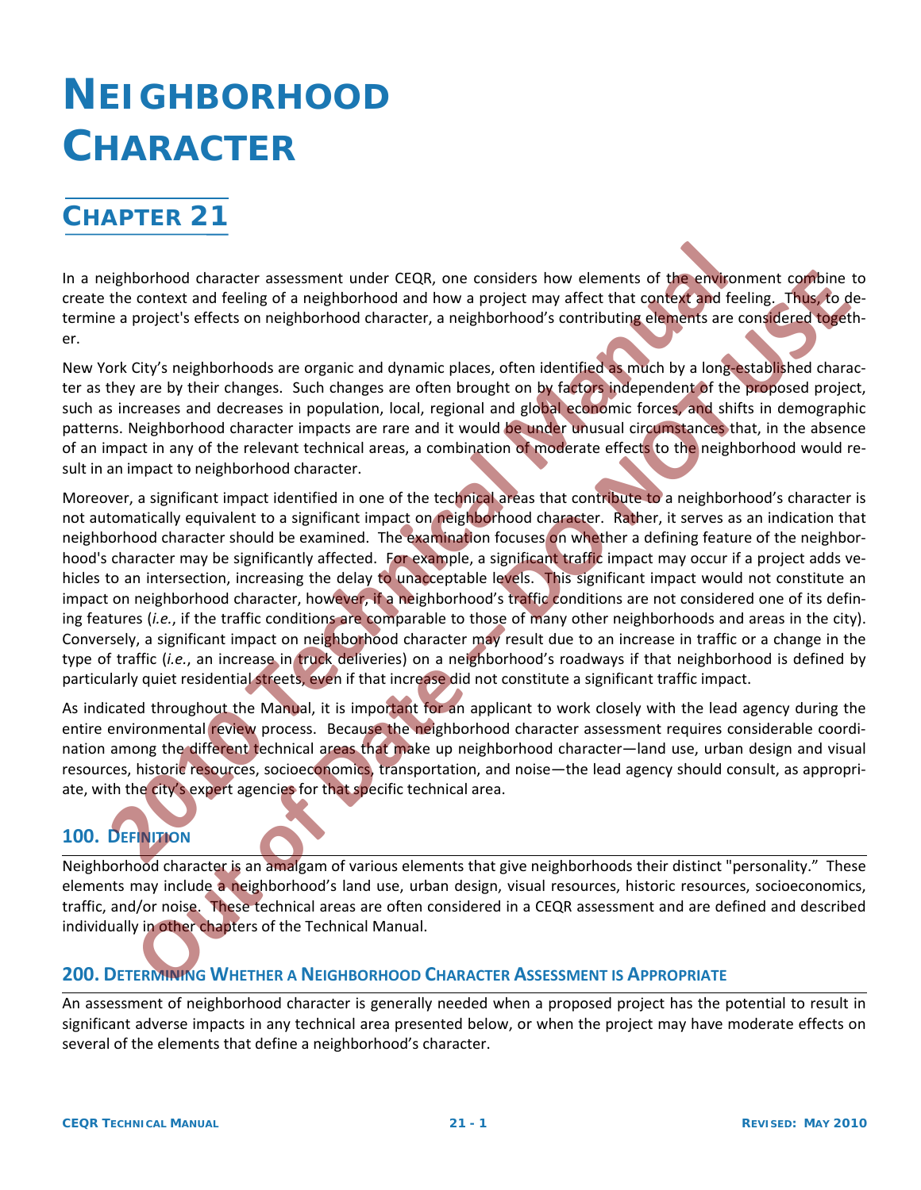# NEIGHBORHOOD CHARACTER

## CHAPTER 21

In a neighborhood character assessment under CEQR, one considers how elements of the environment combine to create the context and feeling of a neighborhood and how a project may affect that context and feeling. Thus, to determine a project's effects on neighborhood character, a neighborhood's contributing elements are considered together.

New York City's neighborhoods are organic and dynamic places, often identified as much by a long-established character as they are by their changes. Such changes are often brought on by factors independent of the proposed project, such as increases and decreases in population, local, regional and global economic forces, and shifts in demographic patterns. Neighborhood character impacts are rare and it would be under unusual circumstances that, in the absence of an impact in any of the relevant technical areas, a combination of moderate effects to the neighborhood would result in an impact to neighborhood character.

Moreover, a significant impact identified in one of the technical areas that contribute to a neighborhood's character is not automatically equivalent to a significant impact on neighborhood character. Rather, it serves as an indication that neighborhood character should be examined. The examination focuses on whether a defining feature of the neighborhood's character may be significantly affected. For example, a significant traffic impact may occur if a project adds vehicles to an intersection, increasing the delay to unacceptable levels. This significant impact would not constitute an impact on neighborhood character, however, if a neighborhood's traffic conditions are not considered one of its defining features (*i.e.*, if the traffic conditions are comparable to those of many other neighborhoods and areas in the city). Conversely, a significant impact on neighborhood character may result due to an increase in traffic or a change in the type of traffic (*i.e.*, an increase in truck deliveries) on a neighborhood's roadways if that neighborhood is defined by particularly quiet residential streets, even if that increase did not constitute a significant traffic impact.

As indicated throughout the Manual, it is important for an applicant to work closely with the lead agency during the entire environmental review process. Because the neighborhood character assessment requires considerable coordination among the different technical areas that make up neighborhood character—land use, urban design and visual resources, historic resources, socioeconomics, transportation, and noise—the lead agency should consult, as appropriate, with the city's expert agencies for that specific technical area.

### 100. DEFINITION

Neighborhood character is an amalgam of various elements that give neighborhoods their distinct "personality." These elements may include a neighborhood's land use, urban design, visual resources, historic resources, socioeconomics, traffic, and/or noise. These technical areas are often considered in a CEQR assessment and are defined and described individually in other chapters of the Technical Manual.

### 200. DETERMINING WHETHER A NEIGHBORHOOD CHARACTER ASSESSMENT IS APPROPRIATE

An assessment of neighborhood character is generally needed when a proposed project has the potential to result in significant adverse impacts in any technical area presented below, or when the project may have moderate effects on several of the elements that define a neighborhood's character.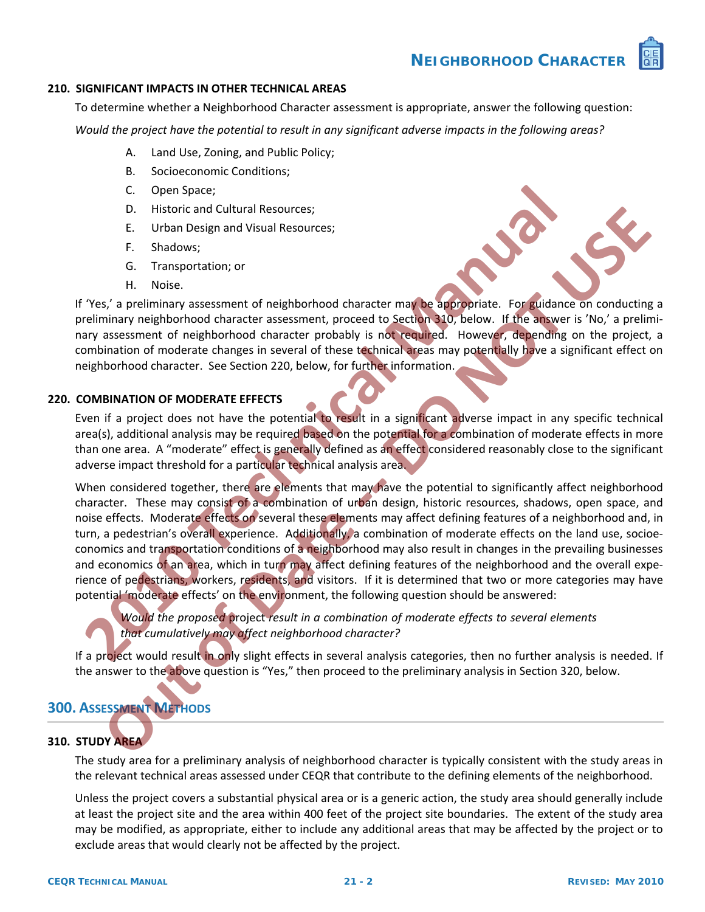### 210. SIGNIFICANT IMPACTS IN OTHER TECHNICAL AREAS

To determine whether a Neighborhood Character assessment is appropriate, answer the following question:

*Would the project have the potential to result in any significant adverse impacts in the following areas?*

A. Land Use, Zoning, and Public Policy;
B. Socioeconomic Conditions;
C. Open Space;
D. Historic and Cultural Resources;
E. Urban Design and Visual Resources;
F. Shadows;
G. Transportation; or
H. Noise.

If 'Yes,' a preliminary assessment of neighborhood character may be appropriate. For guidance on conducting a preliminary neighborhood character assessment, proceed to Section 310, below. If the answer is 'No,' a preliminary assessment of neighborhood character probably is not required. However, depending on the project, a combination of moderate changes in several of these technical areas may potentially have a significant effect on neighborhood character. See Section 220, below, for further information.

### 220. COMBINATION OF MODERATE EFFECTS

Even if a project does not have the potential to result in a significant adverse impact in any specific technical area(s), additional analysis may be required based on the potential for a combination of moderate effects in more than one area. A "moderate" effect is generally defined as an effect considered reasonably close to the significant adverse impact threshold for a particular technical analysis area.

When considered together, there are elements that may have the potential to significantly affect neighborhood character. These may consist of a combination of urban design, historic resources, shadows, open space, and noise effects. Moderate effects on several these elements may affect defining features of a neighborhood and, in turn, a pedestrian's overall experience. Additionally, a combination of moderate effects on the land use, socioeconomics and transportation conditions of a neighborhood may also result in changes in the prevailing businesses and economics of an area, which in turn may affect defining features of the neighborhood and the overall experience of pedestrians, workers, residents, and visitors. If it is determined that two or more categories may have potential 'moderate effects' on the environment, the following question should be answered:

*Would the proposed project result in a combination of moderate effects to several elements that cumulatively may affect neighborhood character?*

If a project would result in only slight effects in several analysis categories, then no further analysis is needed. If the answer to the above question is "Yes," then proceed to the preliminary analysis in Section 320, below.

## 300. ASSESSMENT METHODS

### 310. STUDY AREA

The study area for a preliminary analysis of neighborhood character is typically consistent with the study areas in the relevant technical areas assessed under CEQR that contribute to the defining elements of the neighborhood.

Unless the project covers a substantial physical area or is a generic action, the study area should generally include at least the project site and the area within 400 feet of the project site boundaries. The extent of the study area may be modified, as appropriate, either to include any additional areas that may be affected by the project or to exclude areas that would clearly not be affected by the project.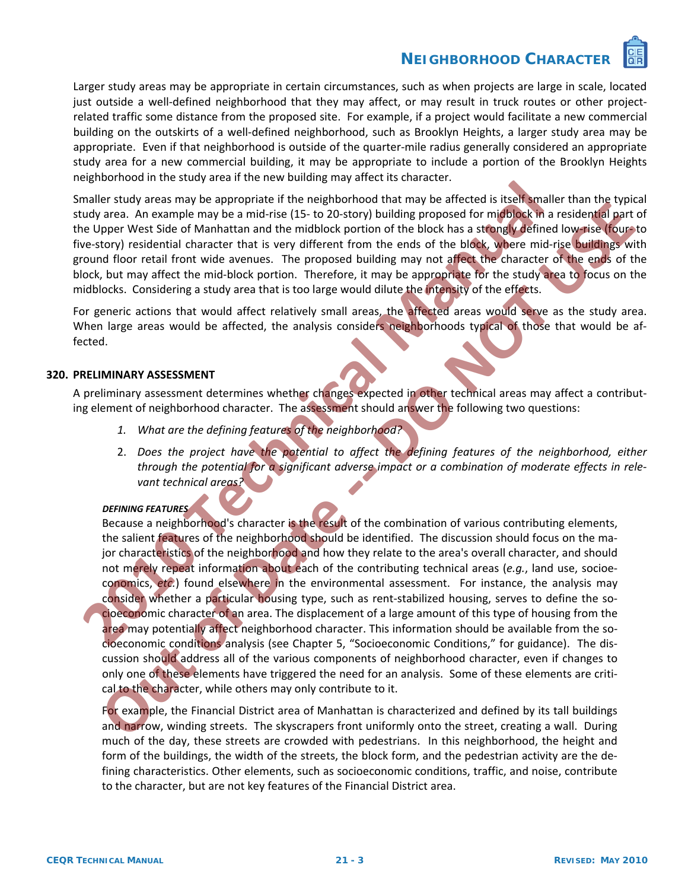Larger study areas may be appropriate in certain circumstances, such as when projects are large in scale, located just outside a well-defined neighborhood that they may affect, or may result in truck routes or other project-related traffic some distance from the proposed site. For example, if a project would facilitate a new commercial building on the outskirts of a well-defined neighborhood, such as Brooklyn Heights, a larger study area may be appropriate. Even if that neighborhood is outside of the quarter-mile radius generally considered an appropriate study area for a new commercial building, it may be appropriate to include a portion of the Brooklyn Heights neighborhood in the study area if the new building may affect its character.

Smaller study areas may be appropriate if the neighborhood that may be affected is itself smaller than the typical study area. An example may be a mid-rise (15- to 20-story) building proposed for midblock in a residential part of the Upper West Side of Manhattan and the midblock portion of the block has a strongly defined low-rise (four- to five-story) residential character that is very different from the ends of the block, where mid-rise buildings with ground floor retail front wide avenues. The proposed building may not affect the character of the ends of the block, but may affect the mid-block portion. Therefore, it may be appropriate for the study area to focus on the midblocks. Considering a study area that is too large would dilute the intensity of the effects.

For generic actions that would affect relatively small areas, the affected areas would serve as the study area. When large areas would be affected, the analysis considers neighborhoods typical of those that would be affected.

## 320. PRELIMINARY ASSESSMENT

A preliminary assessment determines whether changes expected in other technical areas may affect a contributing element of neighborhood character. The assessment should answer the following two questions:

1. *What are the defining features of the neighborhood?*
2. *Does the project have the potential to affect the defining features of the neighborhood, either through the potential for a significant adverse impact or a combination of moderate effects in relevant technical areas?*

#### *DEFINING FEATURES*

Because a neighborhood's character is the result of the combination of various contributing elements, the salient features of the neighborhood should be identified. The discussion should focus on the major characteristics of the neighborhood and how they relate to the area's overall character, and should not merely repeat information about each of the contributing technical areas (*e.g.*, land use, socioeconomics, *etc.*) found elsewhere in the environmental assessment. For instance, the analysis may consider whether a particular housing type, such as rent-stabilized housing, serves to define the socioeconomic character of an area. The displacement of a large amount of this type of housing from the area may potentially affect neighborhood character. This information should be available from the socioeconomic conditions analysis (see Chapter 5, "Socioeconomic Conditions," for guidance). The discussion should address all of the various components of neighborhood character, even if changes to only one of these elements have triggered the need for an analysis. Some of these elements are critical to the character, while others may only contribute to it.

For example, the Financial District area of Manhattan is characterized and defined by its tall buildings and narrow, winding streets. The skyscrapers front uniformly onto the street, creating a wall. During much of the day, these streets are crowded with pedestrians. In this neighborhood, the height and form of the buildings, the width of the streets, the block form, and the pedestrian activity are the defining characteristics. Other elements, such as socioeconomic conditions, traffic, and noise, contribute to the character, but are not key features of the Financial District area.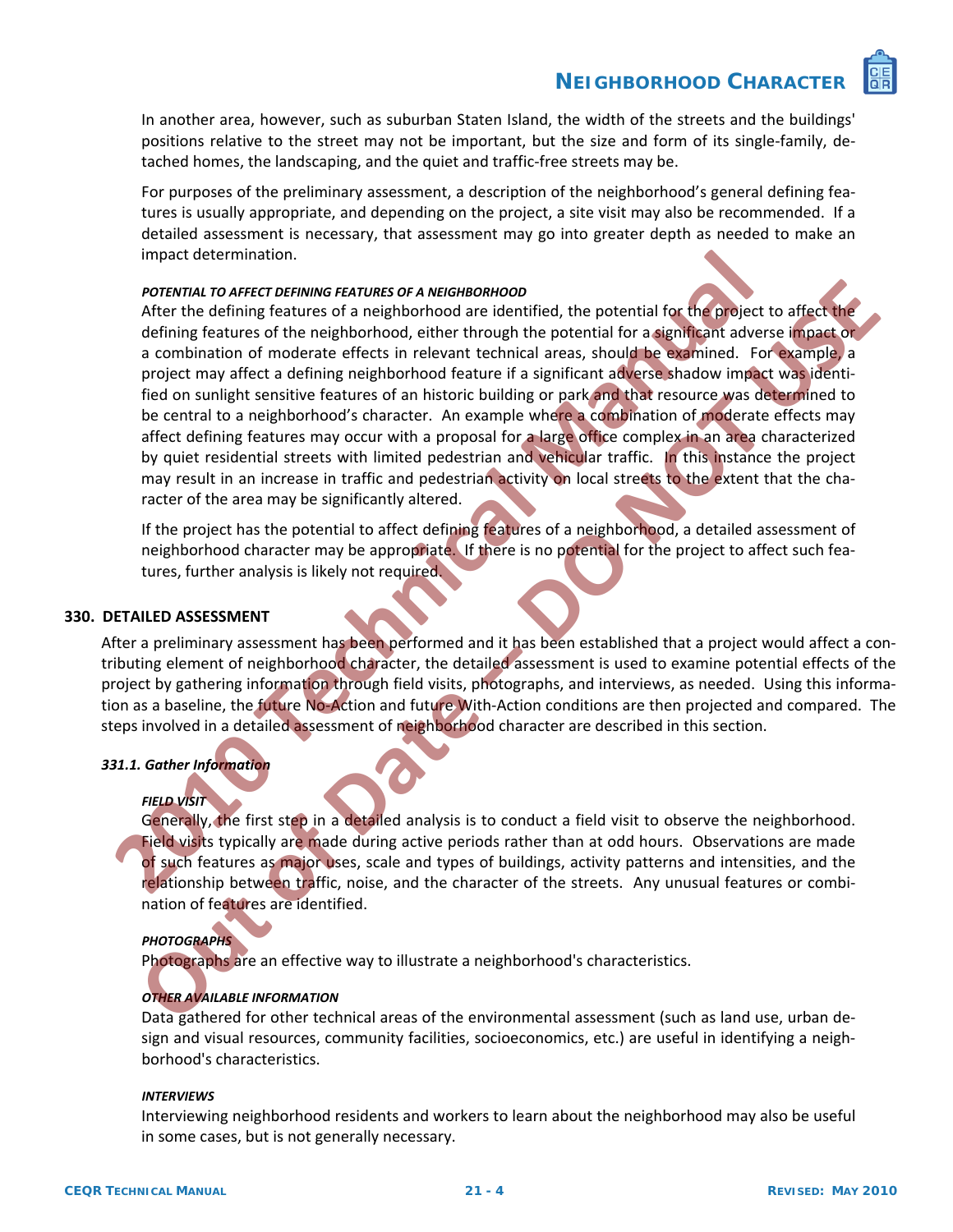In another area, however, such as suburban Staten Island, the width of the streets and the buildings' positions relative to the street may not be important, but the size and form of its single-family, detached homes, the landscaping, and the quiet and traffic-free streets may be.

For purposes of the preliminary assessment, a description of the neighborhood's general defining features is usually appropriate, and depending on the project, a site visit may also be recommended. If a detailed assessment is necessary, that assessment may go into greater depth as needed to make an impact determination.

##### *POTENTIAL TO AFFECT DEFINING FEATURES OF A NEIGHBORHOOD*

After the defining features of a neighborhood are identified, the potential for the project to affect the defining features of the neighborhood, either through the potential for a significant adverse impact or a combination of moderate effects in relevant technical areas, should be examined. For example, a project may affect a defining neighborhood feature if a significant adverse shadow impact was identified on sunlight sensitive features of an historic building or park and that resource was determined to be central to a neighborhood's character. An example where a combination of moderate effects may affect defining features may occur with a proposal for a large office complex in an area characterized by quiet residential streets with limited pedestrian and vehicular traffic. In this instance the project may result in an increase in traffic and pedestrian activity on local streets to the extent that the character of the area may be significantly altered.

If the project has the potential to affect defining features of a neighborhood, a detailed assessment of neighborhood character may be appropriate. If there is no potential for the project to affect such features, further analysis is likely not required.

## 330. DETAILED ASSESSMENT

After a preliminary assessment has been performed and it has been established that a project would affect a contributing element of neighborhood character, the detailed assessment is used to examine potential effects of the project by gathering information through field visits, photographs, and interviews, as needed. Using this information as a baseline, the future No-Action and future With-Action conditions are then projected and compared. The steps involved in a detailed assessment of neighborhood character are described in this section.

### *331.1. Gather Information*

##### *FIELD VISIT*

Generally, the first step in a detailed analysis is to conduct a field visit to observe the neighborhood. Field visits typically are made during active periods rather than at odd hours. Observations are made of such features as major uses, scale and types of buildings, activity patterns and intensities, and the relationship between traffic, noise, and the character of the streets. Any unusual features or combination of features are identified.

##### *PHOTOGRAPHS*

Photographs are an effective way to illustrate a neighborhood's characteristics.

##### *OTHER AVAILABLE INFORMATION*

Data gathered for other technical areas of the environmental assessment (such as land use, urban design and visual resources, community facilities, socioeconomics, etc.) are useful in identifying a neighborhood's characteristics.

##### *INTERVIEWS*

Interviewing neighborhood residents and workers to learn about the neighborhood may also be useful in some cases, but is not generally necessary.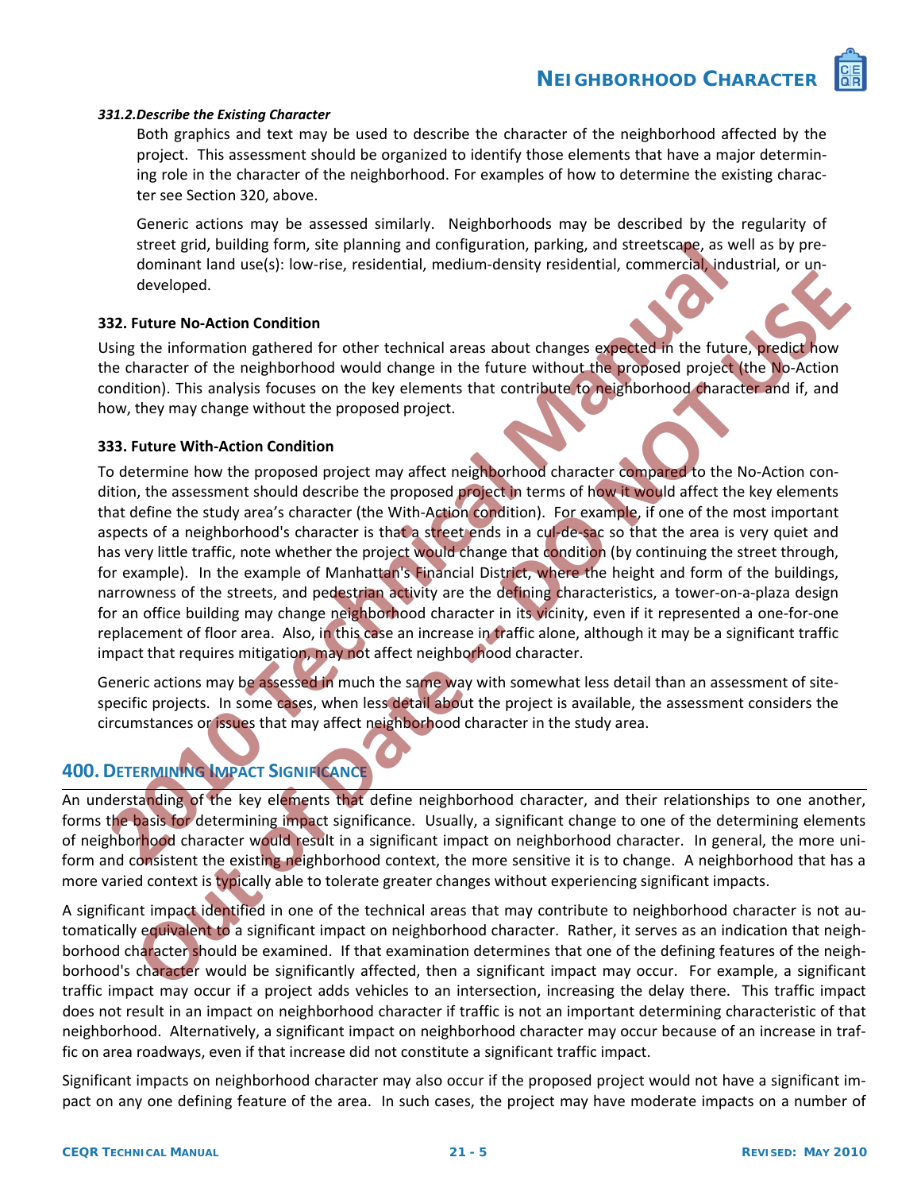#### *331.2. Describe the Existing Character*

Both graphics and text may be used to describe the character of the neighborhood affected by the project. This assessment should be organized to identify those elements that have a major determining role in the character of the neighborhood. For examples of how to determine the existing character see Section 320, above.

Generic actions may be assessed similarly. Neighborhoods may be described by the regularity of street grid, building form, site planning and configuration, parking, and streetscape, as well as by predominant land use(s): low-rise, residential, medium-density residential, commercial, industrial, or undeveloped.

### 332. Future No-Action Condition

Using the information gathered for other technical areas about changes expected in the future, predict how the character of the neighborhood would change in the future without the proposed project (the No-Action condition). This analysis focuses on the key elements that contribute to neighborhood character and if, and how, they may change without the proposed project.

### 333. Future With-Action Condition

To determine how the proposed project may affect neighborhood character compared to the No-Action condition, the assessment should describe the proposed project in terms of how it would affect the key elements that define the study area's character (the With-Action condition). For example, if one of the most important aspects of a neighborhood's character is that a street ends in a cul-de-sac so that the area is very quiet and has very little traffic, note whether the project would change that condition (by continuing the street through, for example). In the example of Manhattan's Financial District, where the height and form of the buildings, narrowness of the streets, and pedestrian activity are the defining characteristics, a tower-on-a-plaza design for an office building may change neighborhood character in its vicinity, even if it represented a one-for-one replacement of floor area. Also, in this case an increase in traffic alone, although it may be a significant traffic impact that requires mitigation, may not affect neighborhood character.

Generic actions may be assessed in much the same way with somewhat less detail than an assessment of site-specific projects. In some cases, when less detail about the project is available, the assessment considers the circumstances or issues that may affect neighborhood character in the study area.

## 400. Determining Impact Significance

An understanding of the key elements that define neighborhood character, and their relationships to one another, forms the basis for determining impact significance. Usually, a significant change to one of the determining elements of neighborhood character would result in a significant impact on neighborhood character. In general, the more uniform and consistent the existing neighborhood context, the more sensitive it is to change. A neighborhood that has a more varied context is typically able to tolerate greater changes without experiencing significant impacts.

A significant impact identified in one of the technical areas that may contribute to neighborhood character is not automatically equivalent to a significant impact on neighborhood character. Rather, it serves as an indication that neighborhood character should be examined. If that examination determines that one of the defining features of the neighborhood's character would be significantly affected, then a significant impact may occur. For example, a significant traffic impact may occur if a project adds vehicles to an intersection, increasing the delay there. This traffic impact does not result in an impact on neighborhood character if traffic is not an important determining characteristic of that neighborhood. Alternatively, a significant impact on neighborhood character may occur because of an increase in traffic on area roadways, even if that increase did not constitute a significant traffic impact.

Significant impacts on neighborhood character may also occur if the proposed project would not have a significant impact on any one defining feature of the area. In such cases, the project may have moderate impacts on a number of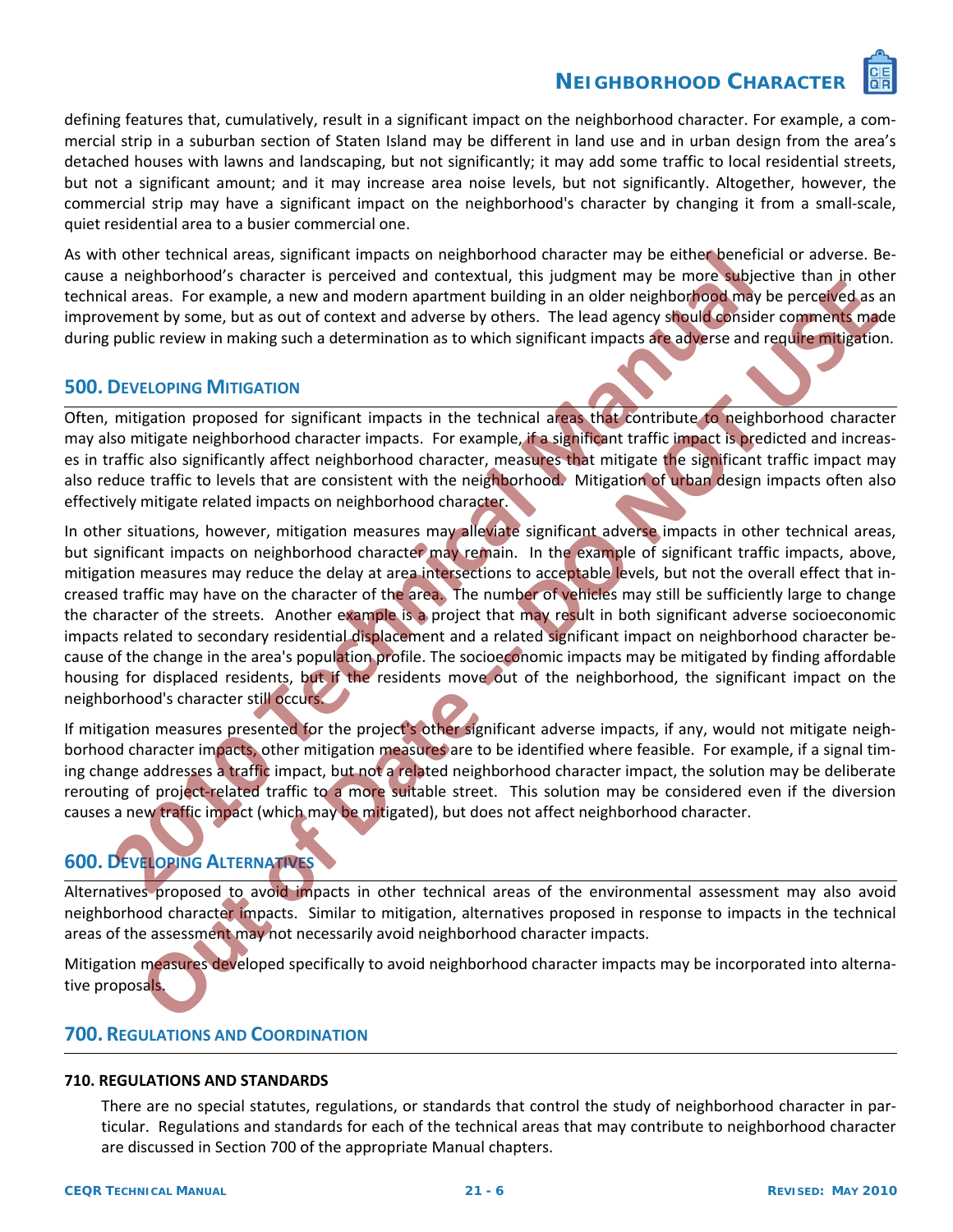defining features that, cumulatively, result in a significant impact on the neighborhood character. For example, a commercial strip in a suburban section of Staten Island may be different in land use and in urban design from the area's detached houses with lawns and landscaping, but not significantly; it may add some traffic to local residential streets, but not a significant amount; and it may increase area noise levels, but not significantly. Altogether, however, the commercial strip may have a significant impact on the neighborhood's character by changing it from a small-scale, quiet residential area to a busier commercial one.

As with other technical areas, significant impacts on neighborhood character may be either beneficial or adverse. Because a neighborhood's character is perceived and contextual, this judgment may be more subjective than in other technical areas. For example, a new and modern apartment building in an older neighborhood may be perceived as an improvement by some, but as out of context and adverse by others. The lead agency should consider comments made during public review in making such a determination as to which significant impacts are adverse and require mitigation.

## 500. Developing Mitigation

Often, mitigation proposed for significant impacts in the technical areas that contribute to neighborhood character may also mitigate neighborhood character impacts. For example, if a significant traffic impact is predicted and increases in traffic also significantly affect neighborhood character, measures that mitigate the significant traffic impact may also reduce traffic to levels that are consistent with the neighborhood. Mitigation of urban design impacts often also effectively mitigate related impacts on neighborhood character.

In other situations, however, mitigation measures may alleviate significant adverse impacts in other technical areas, but significant impacts on neighborhood character may remain. In the example of significant traffic impacts, above, mitigation measures may reduce the delay at area intersections to acceptable levels, but not the overall effect that increased traffic may have on the character of the area. The number of vehicles may still be sufficiently large to change the character of the streets. Another example is a project that may result in both significant adverse socioeconomic impacts related to secondary residential displacement and a related significant impact on neighborhood character because of the change in the area's population profile. The socioeconomic impacts may be mitigated by finding affordable housing for displaced residents, but if the residents move out of the neighborhood, the significant impact on the neighborhood's character still occurs.

If mitigation measures presented for the project's other significant adverse impacts, if any, would not mitigate neighborhood character impacts, other mitigation measures are to be identified where feasible. For example, if a signal timing change addresses a traffic impact, but not a related neighborhood character impact, the solution may be deliberate rerouting of project-related traffic to a more suitable street. This solution may be considered even if the diversion causes a new traffic impact (which may be mitigated), but does not affect neighborhood character.

## 600. Developing Alternatives

Alternatives proposed to avoid impacts in other technical areas of the environmental assessment may also avoid neighborhood character impacts. Similar to mitigation, alternatives proposed in response to impacts in the technical areas of the assessment may not necessarily avoid neighborhood character impacts.

Mitigation measures developed specifically to avoid neighborhood character impacts may be incorporated into alternative proposals.

## 700. Regulations and Coordination

### 710. REGULATIONS AND STANDARDS

There are no special statutes, regulations, or standards that control the study of neighborhood character in particular. Regulations and standards for each of the technical areas that may contribute to neighborhood character are discussed in Section 700 of the appropriate Manual chapters.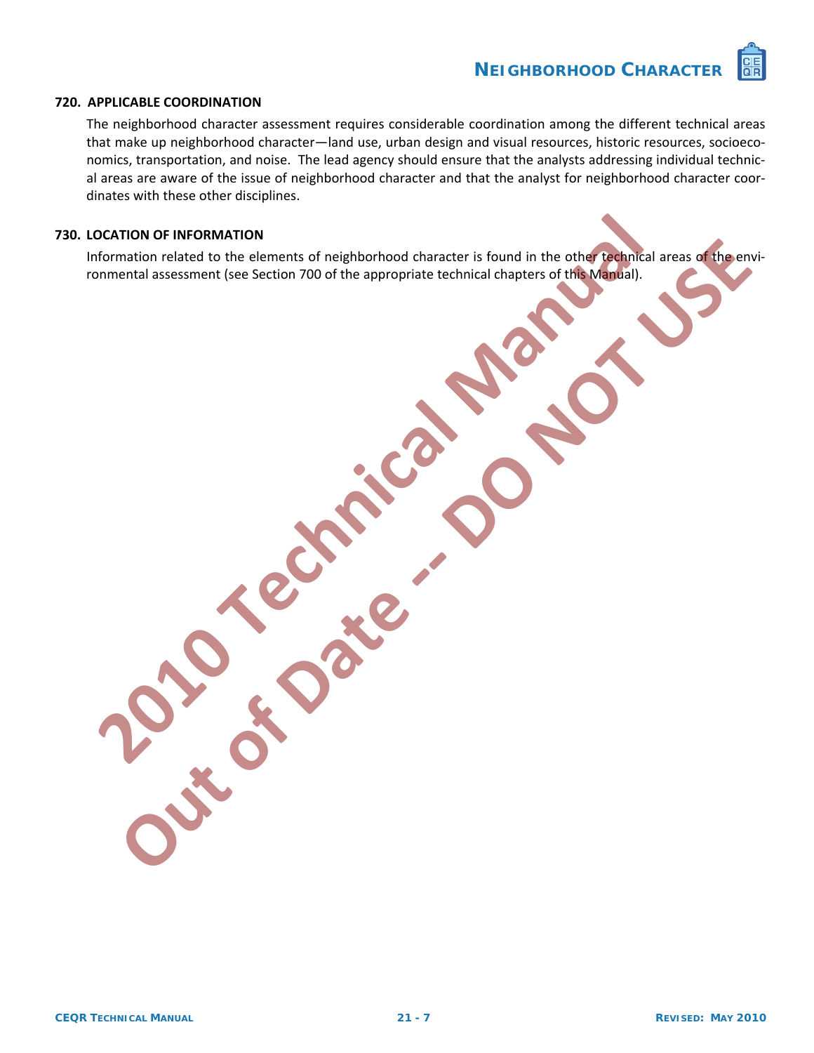### 720. APPLICABLE COORDINATION

The neighborhood character assessment requires considerable coordination among the different technical areas that make up neighborhood character—land use, urban design and visual resources, historic resources, socioeconomics, transportation, and noise. The lead agency should ensure that the analysts addressing individual technical areas are aware of the issue of neighborhood character and that the analyst for neighborhood character coordinates with these other disciplines.

### 730. LOCATION OF INFORMATION

Information related to the elements of neighborhood character is found in the other technical areas of the environmental assessment (see Section 700 of the appropriate technical chapters of this Manual).

2010 Technical Manual
Out of Date -- DO NOT USE